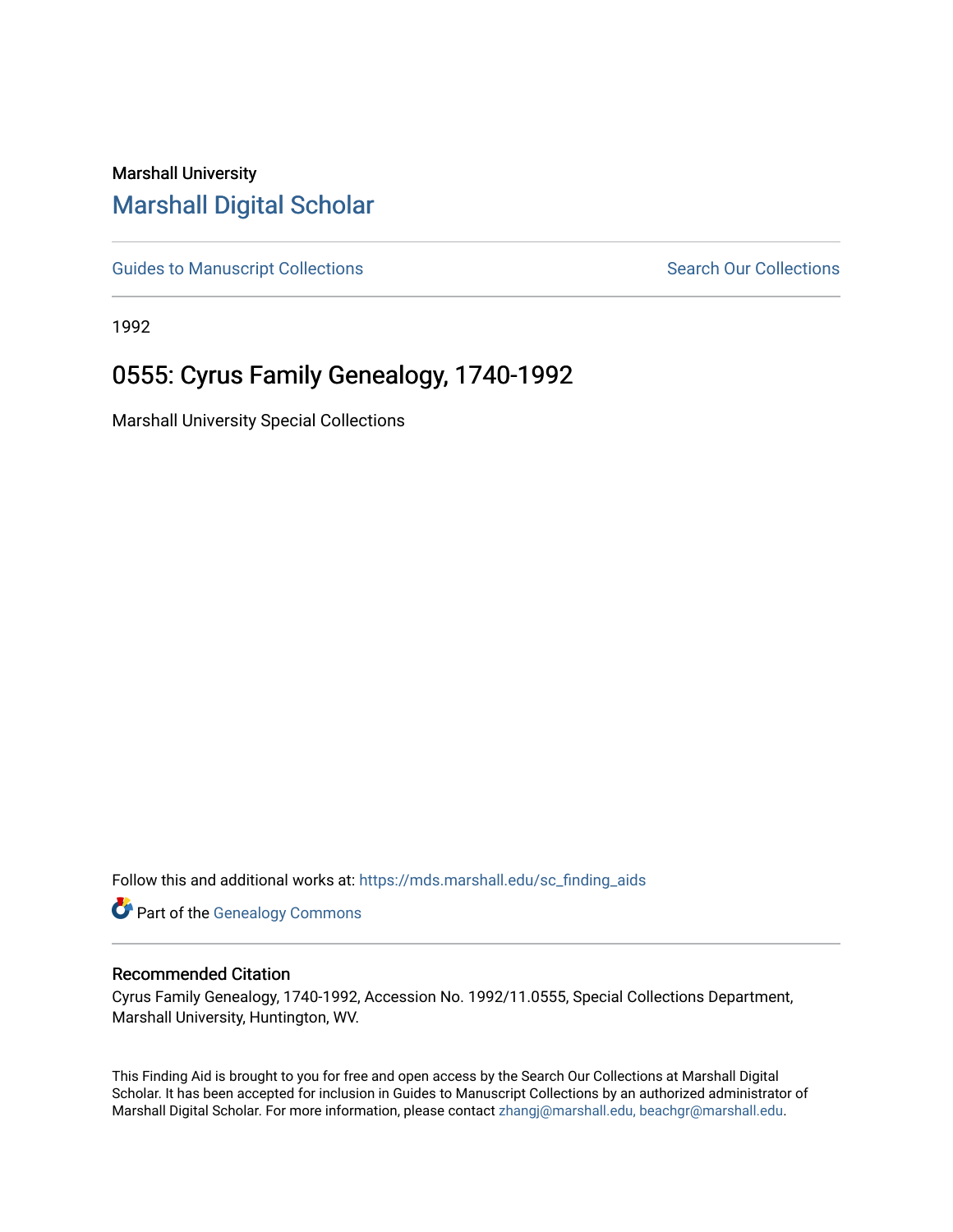Marshall University

## Marshall Digital Scholar

Guides to Manuscript Collections

Search Our Collections

1992

# 0555: Cyrus Family Genealogy, 1740-1992

Marshall University Special Collections

Follow this and additional works at: https://mds.marshall.edu/sc_finding_aids

Part of the Genealogy Commons

### Recommended Citation

Cyrus Family Genealogy, 1740-1992, Accession No. 1992/11.0555, Special Collections Department, Marshall University, Huntington, WV.

This Finding Aid is brought to you for free and open access by the Search Our Collections at Marshall Digital Scholar. It has been accepted for inclusion in Guides to Manuscript Collections by an authorized administrator of Marshall Digital Scholar. For more information, please contact zhangj@marshall.edu, beachgr@marshall.edu.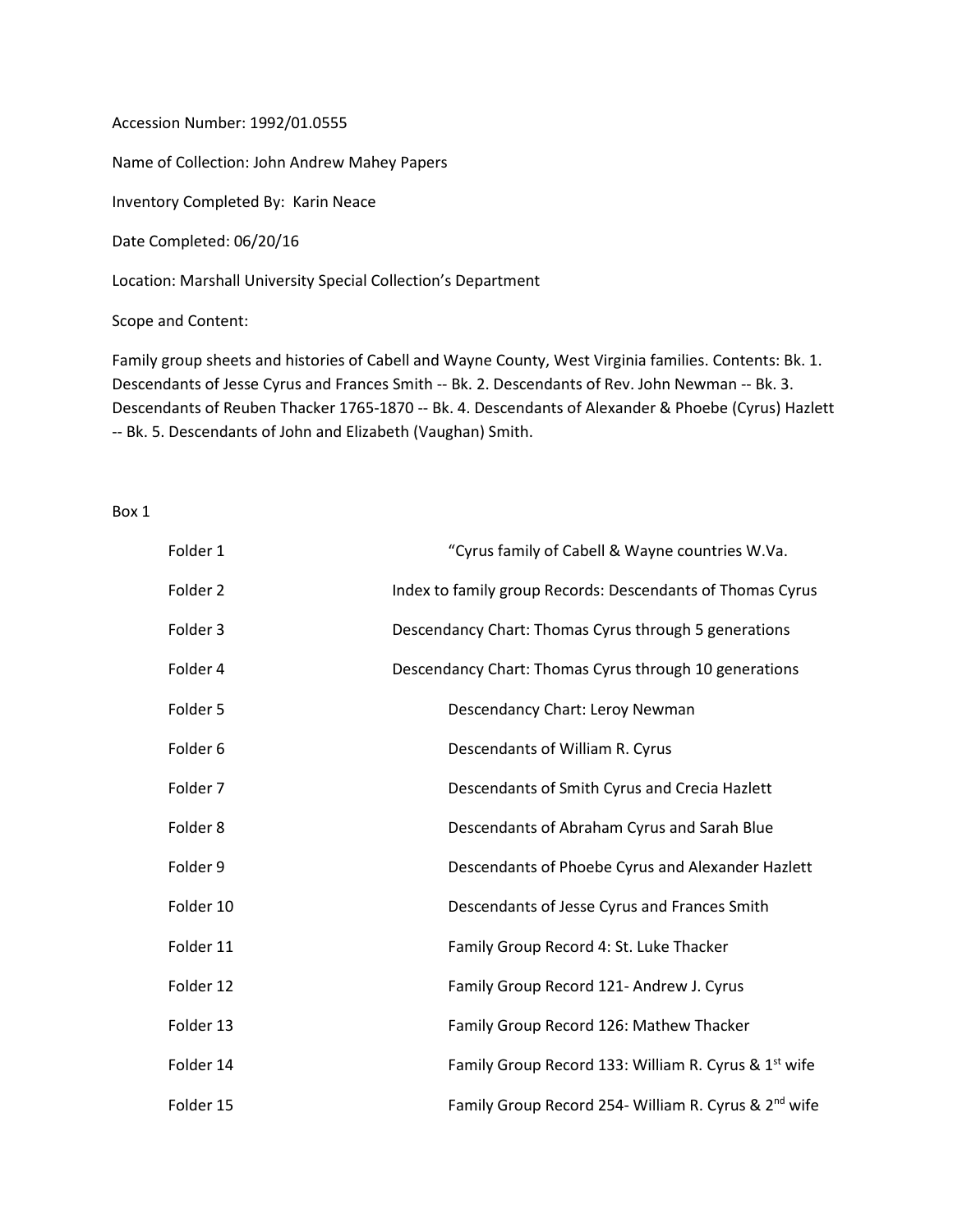Accession Number: 1992/01.0555

Name of Collection: John Andrew Mahey Papers

Inventory Completed By: Karin Neace

Date Completed: 06/20/16

Location: Marshall University Special Collection's Department

Scope and Content:

Family group sheets and histories of Cabell and Wayne County, West Virginia families. Contents: Bk. 1. Descendants of Jesse Cyrus and Frances Smith -- Bk. 2. Descendants of Rev. John Newman -- Bk. 3. Descendants of Reuben Thacker 1765-1870 -- Bk. 4. Descendants of Alexander & Phoebe (Cyrus) Hazlett -- Bk. 5. Descendants of John and Elizabeth (Vaughan) Smith.

Box 1

| | |
|---|---|
| Folder 1 | "Cyrus family of Cabell & Wayne countries W.Va. |
| Folder 2 | Index to family group Records: Descendants of Thomas Cyrus |
| Folder 3 | Descendancy Chart: Thomas Cyrus through 5 generations |
| Folder 4 | Descendancy Chart: Thomas Cyrus through 10 generations |
| Folder 5 | Descendancy Chart: Leroy Newman |
| Folder 6 | Descendants of William R. Cyrus |
| Folder 7 | Descendants of Smith Cyrus and Crecia Hazlett |
| Folder 8 | Descendants of Abraham Cyrus and Sarah Blue |
| Folder 9 | Descendants of Phoebe Cyrus and Alexander Hazlett |
| Folder 10 | Descendants of Jesse Cyrus and Frances Smith |
| Folder 11 | Family Group Record 4: St. Luke Thacker |
| Folder 12 | Family Group Record 121- Andrew J. Cyrus |
| Folder 13 | Family Group Record 126: Mathew Thacker |
| Folder 14 | Family Group Record 133: William R. Cyrus & 1st wife |
| Folder 15 | Family Group Record 254- William R. Cyrus & 2nd wife |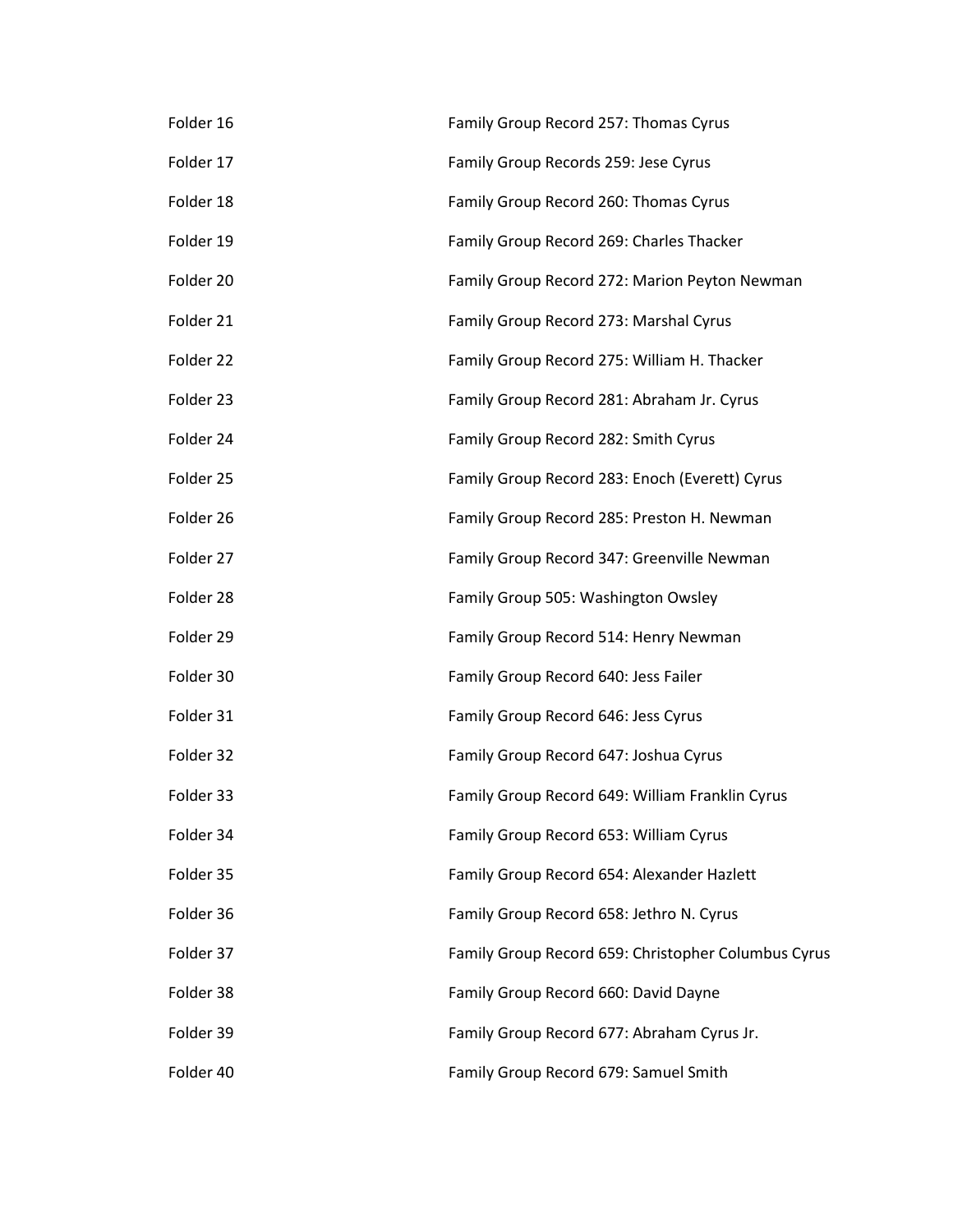| | |
|---|---|
| Folder 16 | Family Group Record 257: Thomas Cyrus |
| Folder 17 | Family Group Records 259: Jese Cyrus |
| Folder 18 | Family Group Record 260: Thomas Cyrus |
| Folder 19 | Family Group Record 269: Charles Thacker |
| Folder 20 | Family Group Record 272: Marion Peyton Newman |
| Folder 21 | Family Group Record 273: Marshal Cyrus |
| Folder 22 | Family Group Record 275: William H. Thacker |
| Folder 23 | Family Group Record 281: Abraham Jr. Cyrus |
| Folder 24 | Family Group Record 282: Smith Cyrus |
| Folder 25 | Family Group Record 283: Enoch (Everett) Cyrus |
| Folder 26 | Family Group Record 285: Preston H. Newman |
| Folder 27 | Family Group Record 347: Greenville Newman |
| Folder 28 | Family Group 505: Washington Owsley |
| Folder 29 | Family Group Record 514: Henry Newman |
| Folder 30 | Family Group Record 640: Jess Failer |
| Folder 31 | Family Group Record 646: Jess Cyrus |
| Folder 32 | Family Group Record 647: Joshua Cyrus |
| Folder 33 | Family Group Record 649: William Franklin Cyrus |
| Folder 34 | Family Group Record 653: William Cyrus |
| Folder 35 | Family Group Record 654: Alexander Hazlett |
| Folder 36 | Family Group Record 658: Jethro N. Cyrus |
| Folder 37 | Family Group Record 659: Christopher Columbus Cyrus |
| Folder 38 | Family Group Record 660: David Dayne |
| Folder 39 | Family Group Record 677: Abraham Cyrus Jr. |
| Folder 40 | Family Group Record 679: Samuel Smith |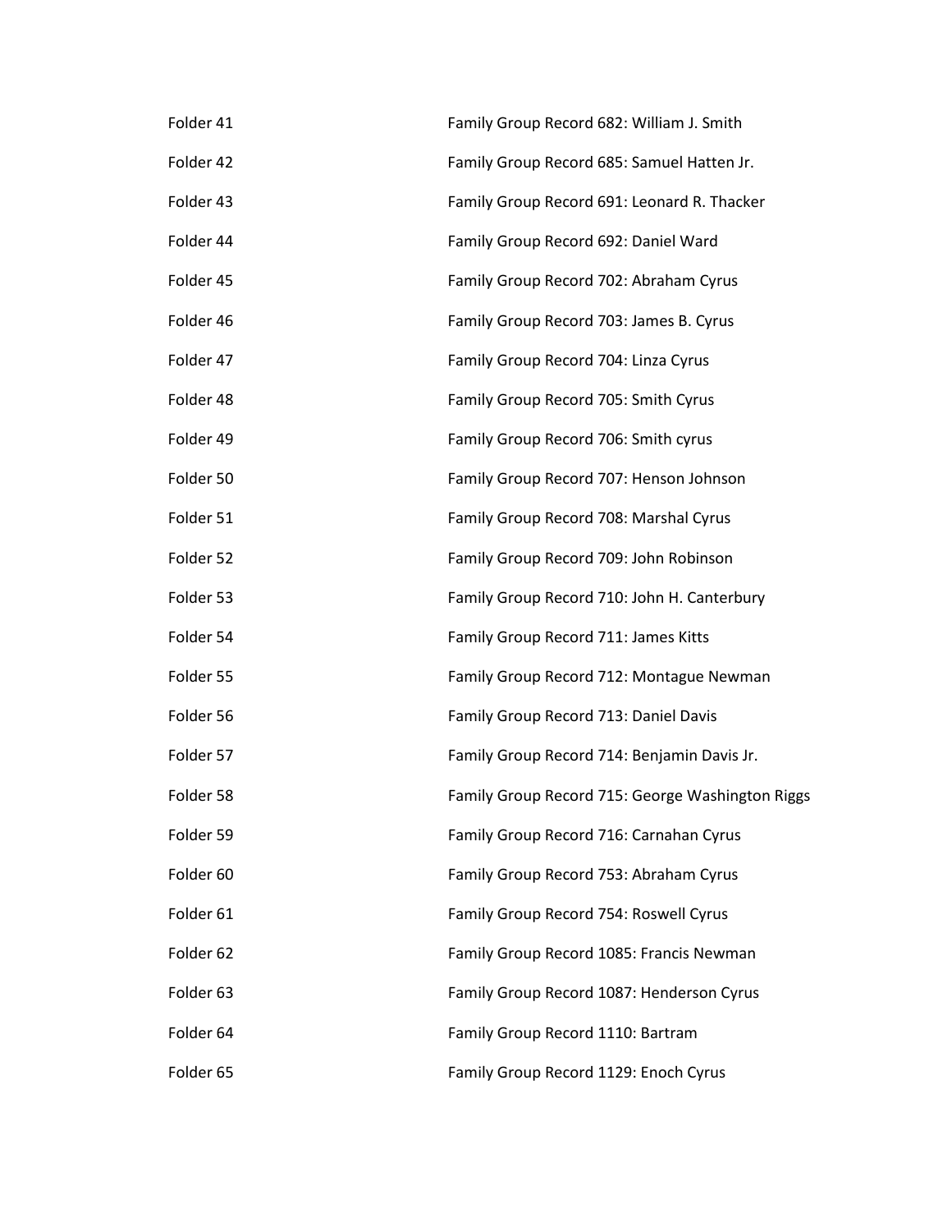| | |
|---|---|
| Folder 41 | Family Group Record 682: William J. Smith |
| Folder 42 | Family Group Record 685: Samuel Hatten Jr. |
| Folder 43 | Family Group Record 691: Leonard R. Thacker |
| Folder 44 | Family Group Record 692: Daniel Ward |
| Folder 45 | Family Group Record 702: Abraham Cyrus |
| Folder 46 | Family Group Record 703: James B. Cyrus |
| Folder 47 | Family Group Record 704: Linza Cyrus |
| Folder 48 | Family Group Record 705: Smith Cyrus |
| Folder 49 | Family Group Record 706: Smith cyrus |
| Folder 50 | Family Group Record 707: Henson Johnson |
| Folder 51 | Family Group Record 708: Marshal Cyrus |
| Folder 52 | Family Group Record 709: John Robinson |
| Folder 53 | Family Group Record 710: John H. Canterbury |
| Folder 54 | Family Group Record 711: James Kitts |
| Folder 55 | Family Group Record 712: Montague Newman |
| Folder 56 | Family Group Record 713: Daniel Davis |
| Folder 57 | Family Group Record 714: Benjamin Davis Jr. |
| Folder 58 | Family Group Record 715: George Washington Riggs |
| Folder 59 | Family Group Record 716: Carnahan Cyrus |
| Folder 60 | Family Group Record 753: Abraham Cyrus |
| Folder 61 | Family Group Record 754: Roswell Cyrus |
| Folder 62 | Family Group Record 1085: Francis Newman |
| Folder 63 | Family Group Record 1087: Henderson Cyrus |
| Folder 64 | Family Group Record 1110: Bartram |
| Folder 65 | Family Group Record 1129: Enoch Cyrus |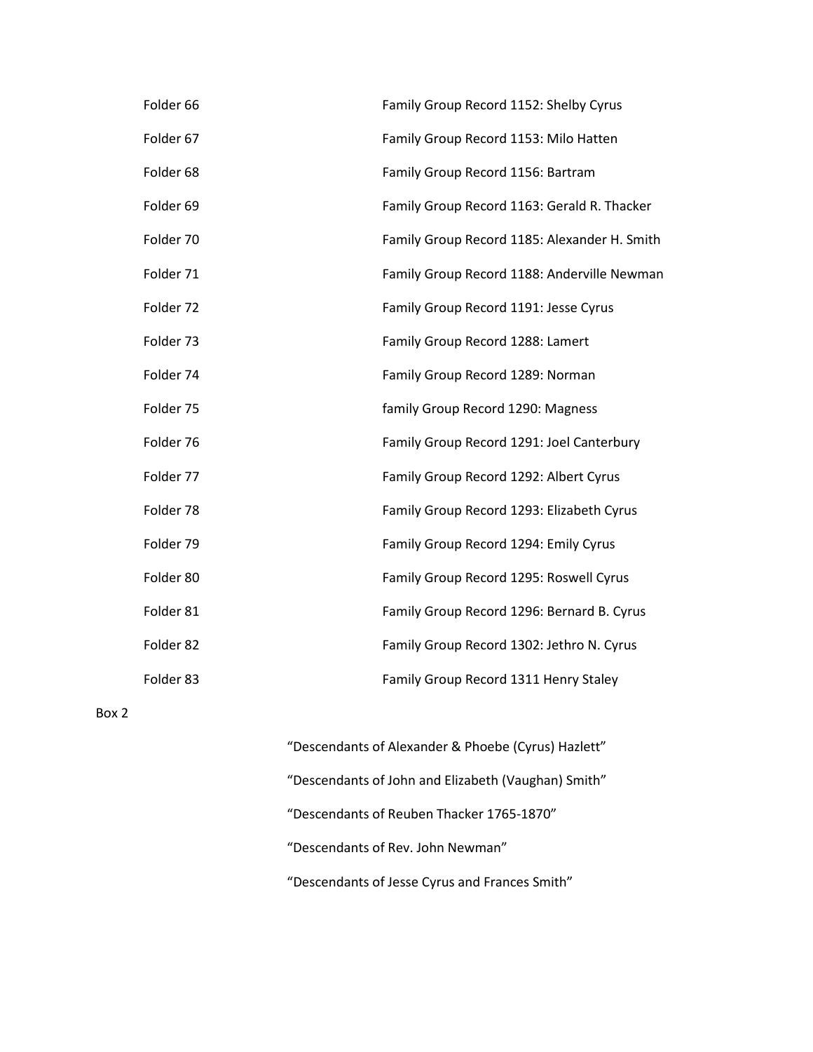| | |
|---|---|
| Folder 66 | Family Group Record 1152: Shelby Cyrus |
| Folder 67 | Family Group Record 1153: Milo Hatten |
| Folder 68 | Family Group Record 1156: Bartram |
| Folder 69 | Family Group Record 1163: Gerald R. Thacker |
| Folder 70 | Family Group Record 1185: Alexander H. Smith |
| Folder 71 | Family Group Record 1188: Anderville Newman |
| Folder 72 | Family Group Record 1191: Jesse Cyrus |
| Folder 73 | Family Group Record 1288: Lamert |
| Folder 74 | Family Group Record 1289: Norman |
| Folder 75 | family Group Record 1290: Magness |
| Folder 76 | Family Group Record 1291: Joel Canterbury |
| Folder 77 | Family Group Record 1292: Albert Cyrus |
| Folder 78 | Family Group Record 1293: Elizabeth Cyrus |
| Folder 79 | Family Group Record 1294: Emily Cyrus |
| Folder 80 | Family Group Record 1295: Roswell Cyrus |
| Folder 81 | Family Group Record 1296: Bernard B. Cyrus |
| Folder 82 | Family Group Record 1302: Jethro N. Cyrus |
| Folder 83 | Family Group Record 1311 Henry Staley |

Box 2

"Descendants of Alexander & Phoebe (Cyrus) Hazlett"

"Descendants of John and Elizabeth (Vaughan) Smith"

"Descendants of Reuben Thacker 1765-1870"

"Descendants of Rev. John Newman"

"Descendants of Jesse Cyrus and Frances Smith"